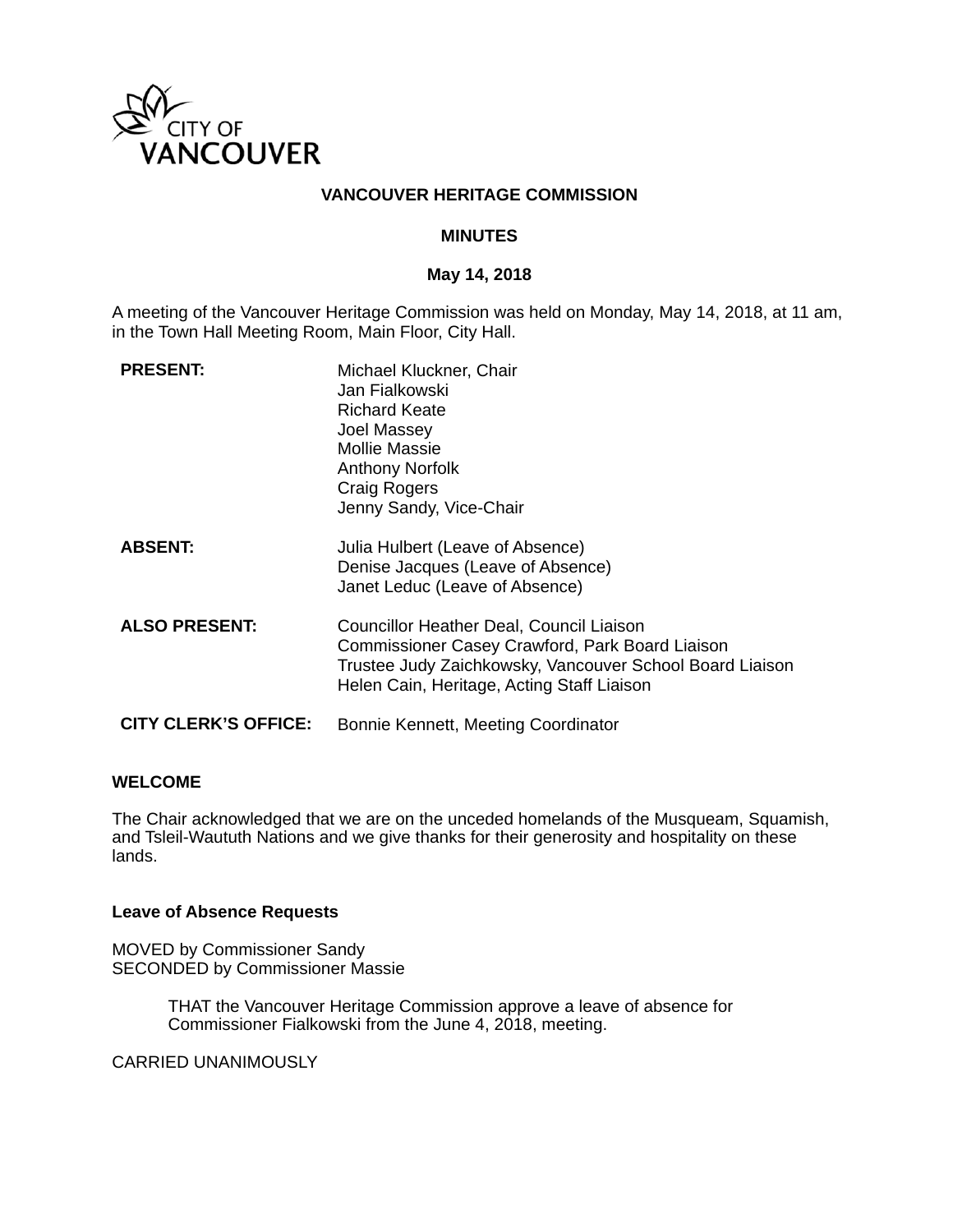CITY OF VANCOUVER

# VANCOUVER HERITAGE COMMISSION

## MINUTES

### May 14, 2018

A meeting of the Vancouver Heritage Commission was held on Monday, May 14, 2018, at 11 am, in the Town Hall Meeting Room, Main Floor, City Hall.

| | |
|---|---|
| **PRESENT:** | Michael Kluckner, Chair<br>Jan Fialkowski<br>Richard Keate<br>Joel Massey<br>Mollie Massie<br>Anthony Norfolk<br>Craig Rogers<br>Jenny Sandy, Vice-Chair |
| **ABSENT:** | Julia Hulbert (Leave of Absence)<br>Denise Jacques (Leave of Absence)<br>Janet Leduc (Leave of Absence) |
| **ALSO PRESENT:** | Councillor Heather Deal, Council Liaison<br>Commissioner Casey Crawford, Park Board Liaison<br>Trustee Judy Zaichkowsky, Vancouver School Board Liaison<br>Helen Cain, Heritage, Acting Staff Liaison |
| **CITY CLERK'S OFFICE:** | Bonnie Kennett, Meeting Coordinator |

**WELCOME**

The Chair acknowledged that we are on the unceded homelands of the Musqueam, Squamish, and Tsleil-Waututh Nations and we give thanks for their generosity and hospitality on these lands.

**Leave of Absence Requests**

MOVED by Commissioner Sandy
SECONDED by Commissioner Massie

> THAT the Vancouver Heritage Commission approve a leave of absence for Commissioner Fialkowski from the June 4, 2018, meeting.

CARRIED UNANIMOUSLY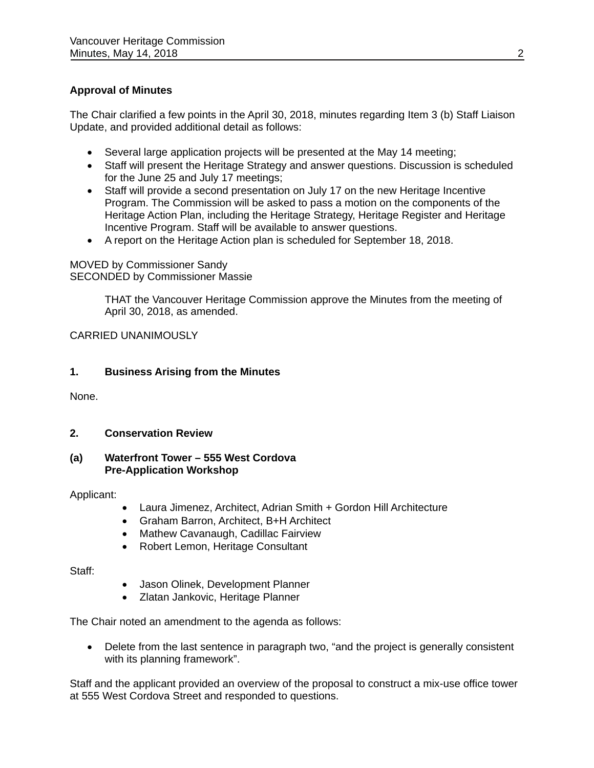**Approval of Minutes**

The Chair clarified a few points in the April 30, 2018, minutes regarding Item 3 (b) Staff Liaison Update, and provided additional detail as follows:

- Several large application projects will be presented at the May 14 meeting;
- Staff will present the Heritage Strategy and answer questions. Discussion is scheduled for the June 25 and July 17 meetings;
- Staff will provide a second presentation on July 17 on the new Heritage Incentive Program. The Commission will be asked to pass a motion on the components of the Heritage Action Plan, including the Heritage Strategy, Heritage Register and Heritage Incentive Program. Staff will be available to answer questions.
- A report on the Heritage Action plan is scheduled for September 18, 2018.

MOVED by Commissioner Sandy
SECONDED by Commissioner Massie

> THAT the Vancouver Heritage Commission approve the Minutes from the meeting of April 30, 2018, as amended.

CARRIED UNANIMOUSLY

**1. Business Arising from the Minutes**

None.

**2. Conservation Review**

**(a) Waterfront Tower – 555 West Cordova Pre-Application Workshop**

Applicant:

- Laura Jimenez, Architect, Adrian Smith + Gordon Hill Architecture
- Graham Barron, Architect, B+H Architect
- Mathew Cavanaugh, Cadillac Fairview
- Robert Lemon, Heritage Consultant

Staff:

- Jason Olinek, Development Planner
- Zlatan Jankovic, Heritage Planner

The Chair noted an amendment to the agenda as follows:

- Delete from the last sentence in paragraph two, “and the project is generally consistent with its planning framework”.

Staff and the applicant provided an overview of the proposal to construct a mix-use office tower at 555 West Cordova Street and responded to questions.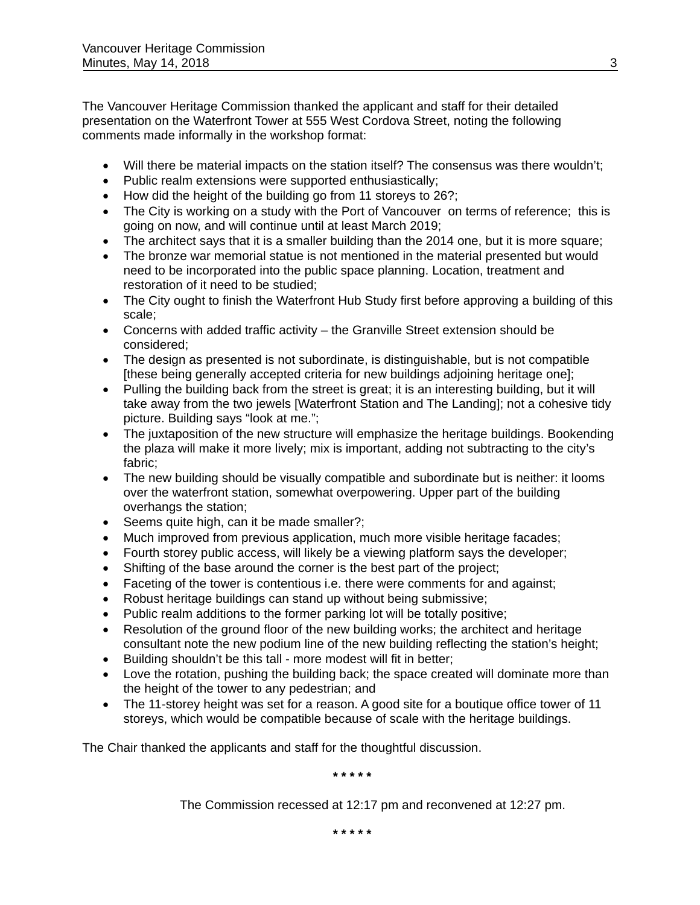The Vancouver Heritage Commission thanked the applicant and staff for their detailed presentation on the Waterfront Tower at 555 West Cordova Street, noting the following comments made informally in the workshop format:

- Will there be material impacts on the station itself? The consensus was there wouldn't;
- Public realm extensions were supported enthusiastically;
- How did the height of the building go from 11 storeys to 26?;
- The City is working on a study with the Port of Vancouver on terms of reference; this is going on now, and will continue until at least March 2019;
- The architect says that it is a smaller building than the 2014 one, but it is more square;
- The bronze war memorial statue is not mentioned in the material presented but would need to be incorporated into the public space planning. Location, treatment and restoration of it need to be studied;
- The City ought to finish the Waterfront Hub Study first before approving a building of this scale;
- Concerns with added traffic activity – the Granville Street extension should be considered;
- The design as presented is not subordinate, is distinguishable, but is not compatible [these being generally accepted criteria for new buildings adjoining heritage one];
- Pulling the building back from the street is great; it is an interesting building, but it will take away from the two jewels [Waterfront Station and The Landing]; not a cohesive tidy picture. Building says "look at me.";
- The juxtaposition of the new structure will emphasize the heritage buildings. Bookending the plaza will make it more lively; mix is important, adding not subtracting to the city's fabric;
- The new building should be visually compatible and subordinate but is neither: it looms over the waterfront station, somewhat overpowering. Upper part of the building overhangs the station;
- Seems quite high, can it be made smaller?;
- Much improved from previous application, much more visible heritage facades;
- Fourth storey public access, will likely be a viewing platform says the developer;
- Shifting of the base around the corner is the best part of the project;
- Faceting of the tower is contentious i.e. there were comments for and against;
- Robust heritage buildings can stand up without being submissive;
- Public realm additions to the former parking lot will be totally positive;
- Resolution of the ground floor of the new building works; the architect and heritage consultant note the new podium line of the new building reflecting the station's height;
- Building shouldn't be this tall - more modest will fit in better;
- Love the rotation, pushing the building back; the space created will dominate more than the height of the tower to any pedestrian; and
- The 11-storey height was set for a reason. A good site for a boutique office tower of 11 storeys, which would be compatible because of scale with the heritage buildings.

The Chair thanked the applicants and staff for the thoughtful discussion.

\* \* \* \* \*

The Commission recessed at 12:17 pm and reconvened at 12:27 pm.

\* \* \* \* \*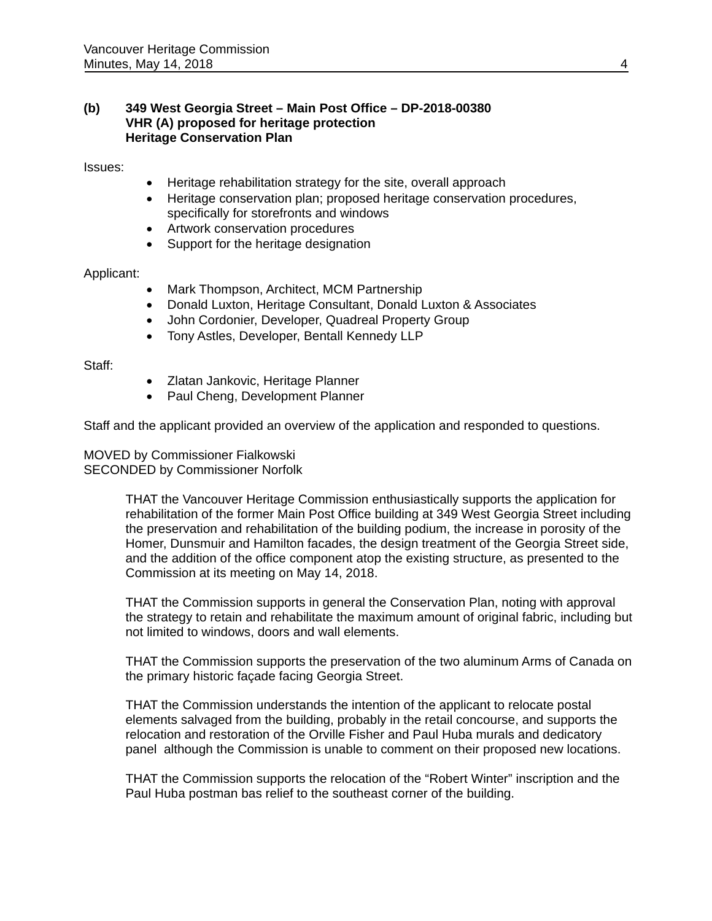**(b) 349 West Georgia Street – Main Post Office – DP-2018-00380**
**VHR (A) proposed for heritage protection**
**Heritage Conservation Plan**

Issues:

- Heritage rehabilitation strategy for the site, overall approach
- Heritage conservation plan; proposed heritage conservation procedures, specifically for storefronts and windows
- Artwork conservation procedures
- Support for the heritage designation

Applicant:

- Mark Thompson, Architect, MCM Partnership
- Donald Luxton, Heritage Consultant, Donald Luxton & Associates
- John Cordonier, Developer, Quadreal Property Group
- Tony Astles, Developer, Bentall Kennedy LLP

Staff:

- Zlatan Jankovic, Heritage Planner
- Paul Cheng, Development Planner

Staff and the applicant provided an overview of the application and responded to questions.

MOVED by Commissioner Fialkowski
SECONDED by Commissioner Norfolk

> THAT the Vancouver Heritage Commission enthusiastically supports the application for rehabilitation of the former Main Post Office building at 349 West Georgia Street including the preservation and rehabilitation of the building podium, the increase in porosity of the Homer, Dunsmuir and Hamilton facades, the design treatment of the Georgia Street side, and the addition of the office component atop the existing structure, as presented to the Commission at its meeting on May 14, 2018.
>
> THAT the Commission supports in general the Conservation Plan, noting with approval the strategy to retain and rehabilitate the maximum amount of original fabric, including but not limited to windows, doors and wall elements.
>
> THAT the Commission supports the preservation of the two aluminum Arms of Canada on the primary historic façade facing Georgia Street.
>
> THAT the Commission understands the intention of the applicant to relocate postal elements salvaged from the building, probably in the retail concourse, and supports the relocation and restoration of the Orville Fisher and Paul Huba murals and dedicatory panel although the Commission is unable to comment on their proposed new locations.
>
> THAT the Commission supports the relocation of the "Robert Winter" inscription and the Paul Huba postman bas relief to the southeast corner of the building.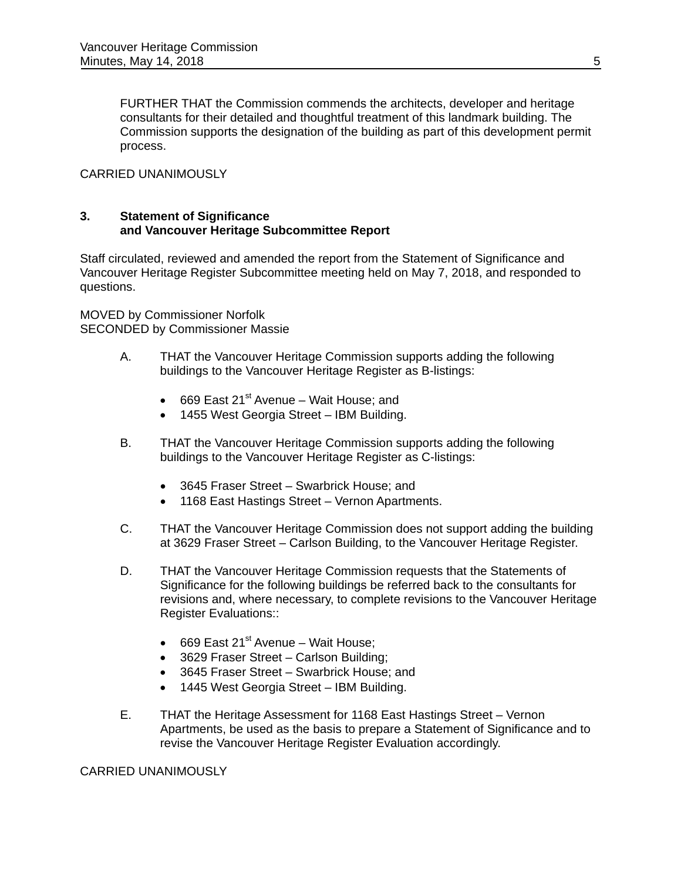FURTHER THAT the Commission commends the architects, developer and heritage consultants for their detailed and thoughtful treatment of this landmark building. The Commission supports the designation of the building as part of this development permit process.

CARRIED UNANIMOUSLY

### 3. Statement of Significance and Vancouver Heritage Subcommittee Report

Staff circulated, reviewed and amended the report from the Statement of Significance and Vancouver Heritage Register Subcommittee meeting held on May 7, 2018, and responded to questions.

MOVED by Commissioner Norfolk
SECONDED by Commissioner Massie

A. THAT the Vancouver Heritage Commission supports adding the following buildings to the Vancouver Heritage Register as B-listings:

- 669 East 21st Avenue – Wait House; and
- 1455 West Georgia Street – IBM Building.

B. THAT the Vancouver Heritage Commission supports adding the following buildings to the Vancouver Heritage Register as C-listings:

- 3645 Fraser Street – Swarbrick House; and
- 1168 East Hastings Street – Vernon Apartments.

C. THAT the Vancouver Heritage Commission does not support adding the building at 3629 Fraser Street – Carlson Building, to the Vancouver Heritage Register.

D. THAT the Vancouver Heritage Commission requests that the Statements of Significance for the following buildings be referred back to the consultants for revisions and, where necessary, to complete revisions to the Vancouver Heritage Register Evaluations::

- 669 East 21st Avenue – Wait House;
- 3629 Fraser Street – Carlson Building;
- 3645 Fraser Street – Swarbrick House; and
- 1445 West Georgia Street – IBM Building.

E. THAT the Heritage Assessment for 1168 East Hastings Street – Vernon Apartments, be used as the basis to prepare a Statement of Significance and to revise the Vancouver Heritage Register Evaluation accordingly.

CARRIED UNANIMOUSLY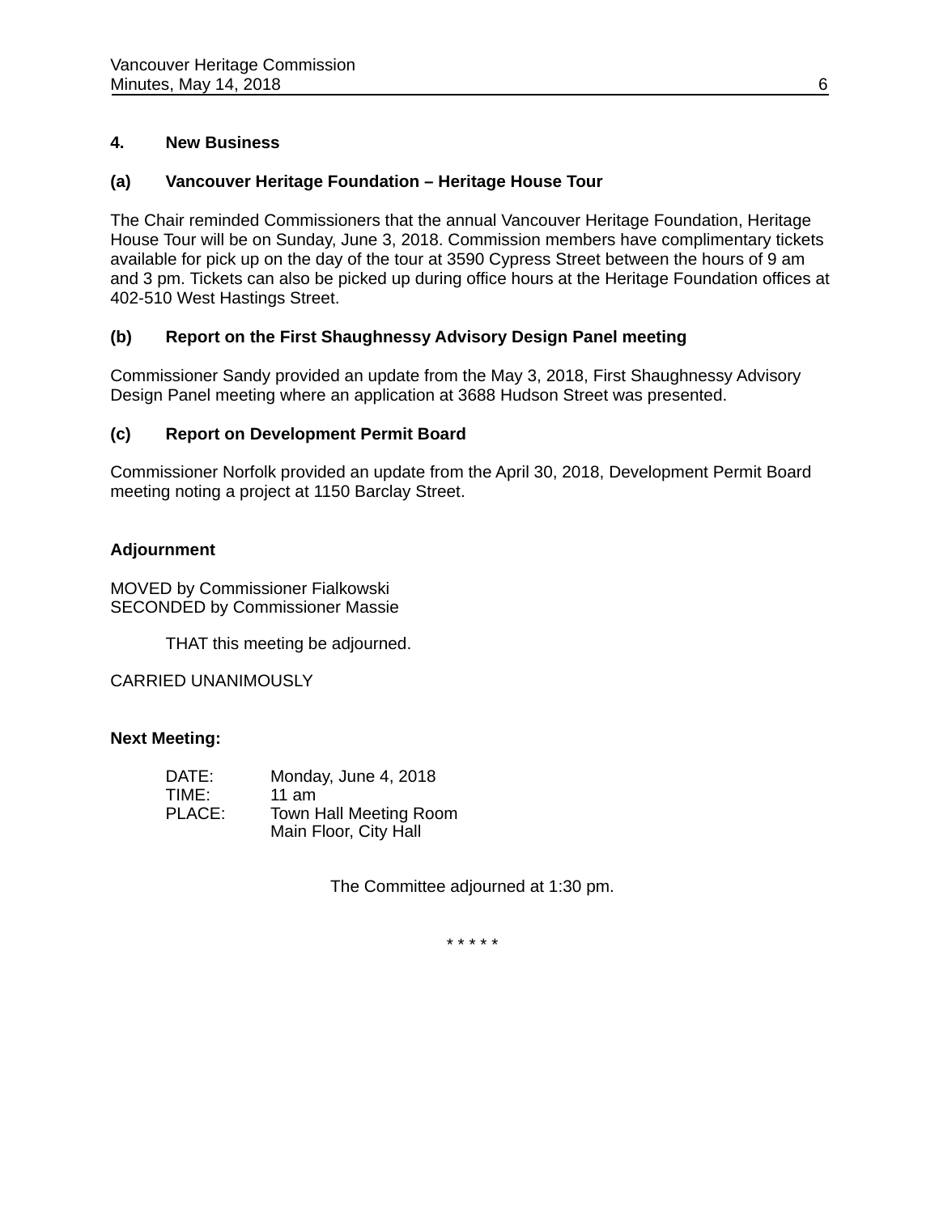## 4. New Business

### (a) Vancouver Heritage Foundation – Heritage House Tour

The Chair reminded Commissioners that the annual Vancouver Heritage Foundation, Heritage House Tour will be on Sunday, June 3, 2018. Commission members have complimentary tickets available for pick up on the day of the tour at 3590 Cypress Street between the hours of 9 am and 3 pm. Tickets can also be picked up during office hours at the Heritage Foundation offices at 402-510 West Hastings Street.

### (b) Report on the First Shaughnessy Advisory Design Panel meeting

Commissioner Sandy provided an update from the May 3, 2018, First Shaughnessy Advisory Design Panel meeting where an application at 3688 Hudson Street was presented.

### (c) Report on Development Permit Board

Commissioner Norfolk provided an update from the April 30, 2018, Development Permit Board meeting noting a project at 1150 Barclay Street.

**Adjournment**

MOVED by Commissioner Fialkowski
SECONDED by Commissioner Massie

THAT this meeting be adjourned.

CARRIED UNANIMOUSLY

**Next Meeting:**

DATE: Monday, June 4, 2018
TIME: 11 am
PLACE: Town Hall Meeting Room
Main Floor, City Hall

The Committee adjourned at 1:30 pm.

* * * * *